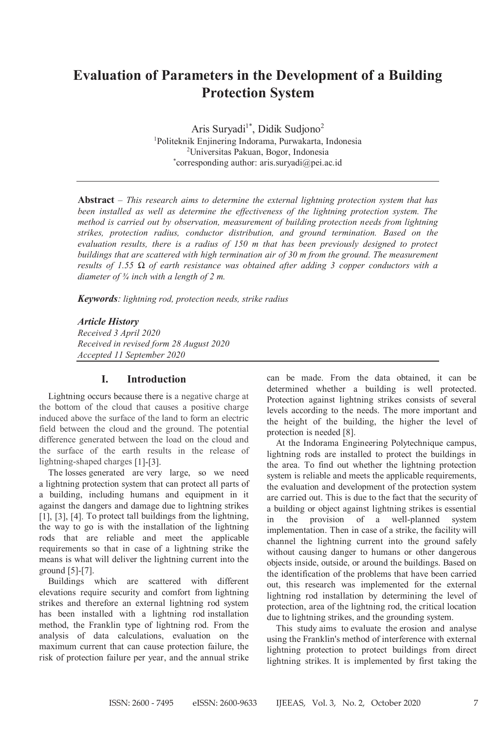# Evaluation of Parameters in the Development of a Building Protection System

Aris Suryadi[1*], Didik Sudjono[2]

[1]Politeknik Enjinering Indorama, Purwakarta, Indonesia
[2]Universitas Pakuan, Bogor, Indonesia
[*]corresponding author: aris.suryadi@pei.ac.id

---

**Abstract** – *This research aims to determine the external lightning protection system that has been installed as well as determine the effectiveness of the lightning protection system. The method is carried out by observation, measurement of building protection needs from lightning strikes, protection radius, conductor distribution, and ground termination. Based on the evaluation results, there is a radius of 150 m that has been previously designed to protect buildings that are scattered with high termination air of 30 m from the ground. The measurement results of 1.55 Ω of earth resistance was obtained after adding 3 copper conductors with a diameter of ¾ inch with a length of 2 m.*

***Keywords**: lightning rod, protection needs, strike radius*

***Article History***
*Received 3 April 2020*
*Received in revised form 28 August 2020*
*Accepted 11 September 2020*

---

## I. Introduction

Lightning occurs because there is a negative charge at the bottom of the cloud that causes a positive charge induced above the surface of the land to form an electric field between the cloud and the ground. The potential difference generated between the load on the cloud and the surface of the earth results in the release of lightning-shaped charges [1]-[3].

The losses generated are very large, so we need a lightning protection system that can protect all parts of a building, including humans and equipment in it against the dangers and damage due to lightning strikes [1], [3], [4]. To protect tall buildings from the lightning, the way to go is with the installation of the lightning rods that are reliable and meet the applicable requirements so that in case of a lightning strike the means is what will deliver the lightning current into the ground [5]-[7].

Buildings which are scattered with different elevations require security and comfort from lightning strikes and therefore an external lightning rod system has been installed with a lightning rod installation method, the Franklin type of lightning rod. From the analysis of data calculations, evaluation on the maximum current that can cause protection failure, the risk of protection failure per year, and the annual strike can be made. From the data obtained, it can be determined whether a building is well protected. Protection against lightning strikes consists of several levels according to the needs. The more important and the height of the building, the higher the level of protection is needed [8].

At the Indorama Engineering Polytechnique campus, lightning rods are installed to protect the buildings in the area. To find out whether the lightning protection system is reliable and meets the applicable requirements, the evaluation and development of the protection system are carried out. This is due to the fact that the security of a building or object against lightning strikes is essential in the provision of a well-planned system implementation. Then in case of a strike, the facility will channel the lightning current into the ground safely without causing danger to humans or other dangerous objects inside, outside, or around the buildings. Based on the identification of the problems that have been carried out, this research was implemented for the external lightning rod installation by determining the level of protection, area of the lightning rod, the critical location due to lightning strikes, and the grounding system.

This study aims to evaluate the erosion and analyse using the Franklin's method of interference with external lightning protection to protect buildings from direct lightning strikes. It is implemented by first taking the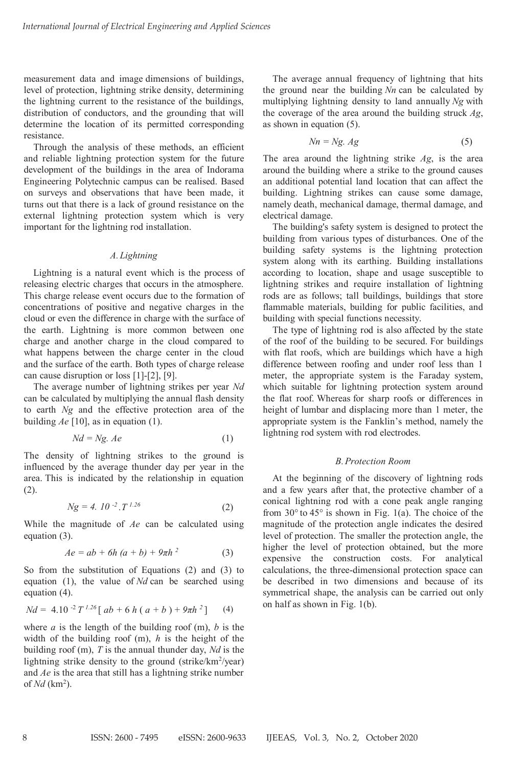measurement data and image dimensions of buildings, level of protection, lightning strike density, determining the lightning current to the resistance of the buildings, distribution of conductors, and the grounding that will determine the location of its permitted corresponding resistance.

Through the analysis of these methods, an efficient and reliable lightning protection system for the future development of the buildings in the area of Indorama Engineering Polytechnic campus can be realised. Based on surveys and observations that have been made, it turns out that there is a lack of ground resistance on the external lightning protection system which is very important for the lightning rod installation.

### *A. Lightning*

Lightning is a natural event which is the process of releasing electric charges that occurs in the atmosphere. This charge release event occurs due to the formation of concentrations of positive and negative charges in the cloud or even the difference in charge with the surface of the earth. Lightning is more common between one charge and another charge in the cloud compared to what happens between the charge center in the cloud and the surface of the earth. Both types of charge release can cause disruption or loss [1]-[2], [9].

The average number of lightning strikes per year $Nd$ can be calculated by multiplying the annual flash density to earth $Ng$ and the effective protection area of the building $Ae$ [10], as in equation (1).

$$Nd = Ng. Ae \tag{1}$$

The density of lightning strikes to the ground is influenced by the average thunder day per year in the area. This is indicated by the relationship in equation (2).

$$Ng = 4.\ 10^{-2} . T^{1.26} \tag{2}$$

While the magnitude of $Ae$ can be calculated using equation (3).

$$Ae = ab + 6h\,(a + b) + 9\pi h^{2} \tag{3}$$

So from the substitution of Equations (2) and (3) to equation (1), the value of $Nd$ can be searched using equation (4).

$$Nd = 4.10^{-2}\, T^{1.26} [\, ab + 6\, h\, (\, a + b\, ) + 9\pi h^{2} ] \tag{4}$$

where $a$ is the length of the building roof (m), $b$ is the width of the building roof (m), $h$ is the height of the building roof (m), $T$ is the annual thunder day, $Nd$ is the lightning strike density to the ground (strike/km$^2$/year) and $Ae$ is the area that still has a lightning strike number of $Nd$ (km$^2$).

The average annual frequency of lightning that hits the ground near the building $Nn$ can be calculated by multiplying lightning density to land annually $Ng$ with the coverage of the area around the building struck $Ag$, as shown in equation (5).

$$Nn = Ng.\ Ag \tag{5}$$

The area around the lightning strike $Ag$, is the area around the building where a strike to the ground causes an additional potential land location that can affect the building. Lightning strikes can cause some damage, namely death, mechanical damage, thermal damage, and electrical damage.

The building's safety system is designed to protect the building from various types of disturbances. One of the building safety systems is the lightning protection system along with its earthing. Building installations according to location, shape and usage susceptible to lightning strikes and require installation of lightning rods are as follows; tall buildings, buildings that store flammable materials, building for public facilities, and building with special functions necessity.

The type of lightning rod is also affected by the state of the roof of the building to be secured. For buildings with flat roofs, which are buildings which have a high difference between roofing and under roof less than 1 meter, the appropriate system is the Faraday system, which suitable for lightning protection system around the flat roof. Whereas for sharp roofs or differences in height of lumbar and displacing more than 1 meter, the appropriate system is the Fanklin's method, namely the lightning rod system with rod electrodes.

### *B. Protection Room*

At the beginning of the discovery of lightning rods and a few years after that, the protective chamber of a conical lightning rod with a cone peak angle ranging from 30° to 45° is shown in Fig. 1(a). The choice of the magnitude of the protection angle indicates the desired level of protection. The smaller the protection angle, the higher the level of protection obtained, but the more expensive the construction costs. For analytical calculations, the three-dimensional protection space can be described in two dimensions and because of its symmetrical shape, the analysis can be carried out only on half as shown in Fig. 1(b).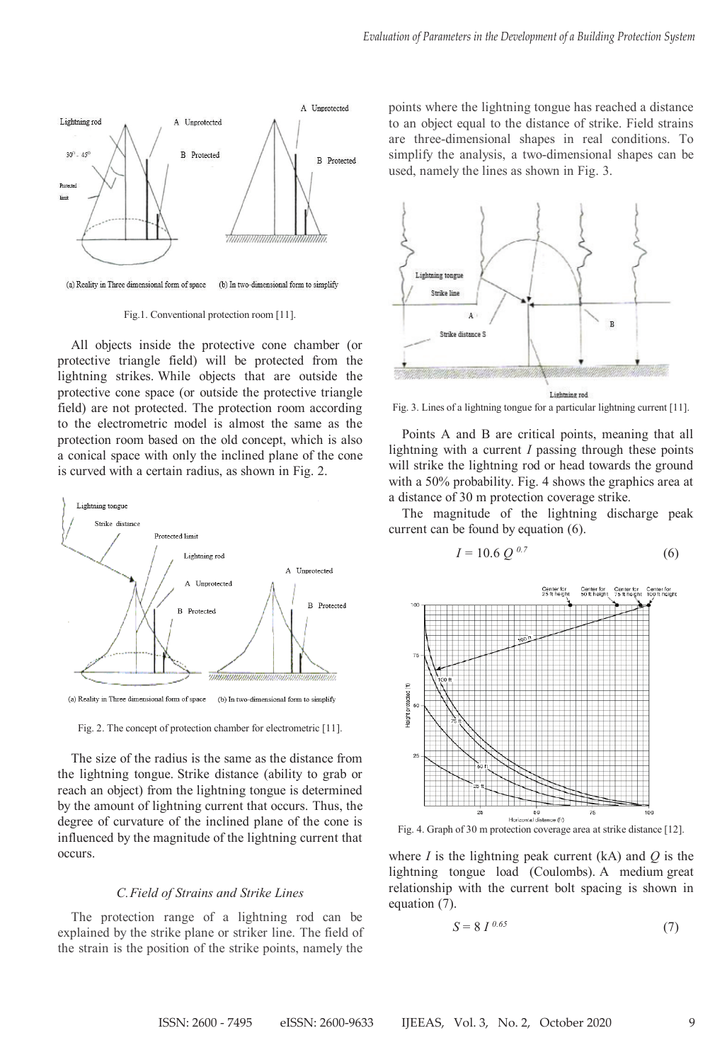(a) Reality in Three dimensional form of space (b) In two-dimensional form to simplify

Fig.1. Conventional protection room [11].

All objects inside the protective cone chamber (or protective triangle field) will be protected from the lightning strikes. While objects that are outside the protective cone space (or outside the protective triangle field) are not protected. The protection room according to the electrometric model is almost the same as the protection room based on the old concept, which is also a conical space with only the inclined plane of the cone is curved with a certain radius, as shown in Fig. 2.

(a) Reality in Three dimensional form of space (b) In two-dimensional form to simplify

Fig. 2. The concept of protection chamber for electrometric [11].

The size of the radius is the same as the distance from the lightning tongue. Strike distance (ability to grab or reach an object) from the lightning tongue is determined by the amount of lightning current that occurs. Thus, the degree of curvature of the inclined plane of the cone is influenced by the magnitude of the lightning current that occurs.

### C. Field of Strains and Strike Lines

The protection range of a lightning rod can be explained by the strike plane or striker line. The field of the strain is the position of the strike points, namely the points where the lightning tongue has reached a distance to an object equal to the distance of strike. Field strains are three-dimensional shapes in real conditions. To simplify the analysis, a two-dimensional shapes can be used, namely the lines as shown in Fig. 3.

Fig. 3. Lines of a lightning tongue for a particular lightning current [11].

Points A and B are critical points, meaning that all lightning with a current $I$ passing through these points will strike the lightning rod or head towards the ground with a 50% probability. Fig. 4 shows the graphics area at a distance of 30 m protection coverage strike.

The magnitude of the lightning discharge peak current can be found by equation (6).

$$I = 10.6\, Q^{0.7} \tag{6}$$

Fig. 4. Graph of 30 m protection coverage area at strike distance [12].

where $I$ is the lightning peak current (kA) and $Q$ is the lightning tongue load (Coulombs). A medium great relationship with the current bolt spacing is shown in equation (7).

$$S = 8\, I^{0.65} \tag{7}$$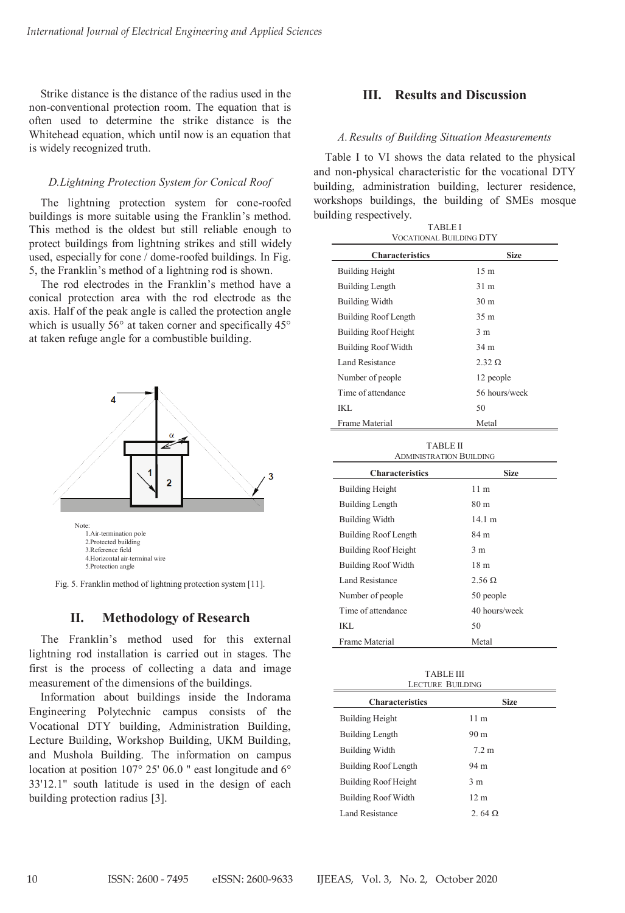Strike distance is the distance of the radius used in the non-conventional protection room. The equation that is often used to determine the strike distance is the Whitehead equation, which until now is an equation that is widely recognized truth.

### D. Lightning Protection System for Conical Roof

The lightning protection system for cone-roofed buildings is more suitable using the Franklin's method. This method is the oldest but still reliable enough to protect buildings from lightning strikes and still widely used, especially for cone / dome-roofed buildings. In Fig. 5, the Franklin's method of a lightning rod is shown.

The rod electrodes in the Franklin's method have a conical protection area with the rod electrode as the axis. Half of the peak angle is called the protection angle which is usually 56° at taken corner and specifically 45° at taken refuge angle for a combustible building.

Note:
1. Air-termination pole
2. Protected building
3. Reference field
4. Horizontal air-terminal wire
5. Protection angle

Fig. 5. Franklin method of lightning protection system [11].

## II. Methodology of Research

The Franklin's method used for this external lightning rod installation is carried out in stages. The first is the process of collecting a data and image measurement of the dimensions of the buildings.

Information about buildings inside the Indorama Engineering Polytechnic campus consists of the Vocational DTY building, Administration Building, Lecture Building, Workshop Building, UKM Building, and Mushola Building. The information on campus location at position 107° 25' 06.0 " east longitude and 6° 33'12.1" south latitude is used in the design of each building protection radius [3].

## III. Results and Discussion

### A. Results of Building Situation Measurements

Table I to VI shows the data related to the physical and non-physical characteristic for the vocational DTY building, administration building, lecturer residence, workshops buildings, the building of SMEs mosque building respectively.

TABLE I
VOCATIONAL BUILDING DTY

| Characteristics | Size |
|---|---|
| Building Height | 15 m |
| Building Length | 31 m |
| Building Width | 30 m |
| Building Roof Length | 35 m |
| Building Roof Height | 3 m |
| Building Roof Width | 34 m |
| Land Resistance | 2.32 Ω |
| Number of people | 12 people |
| Time of attendance | 56 hours/week |
| IKL | 50 |
| Frame Material | Metal |

TABLE II
ADMINISTRATION BUILDING

| Characteristics | Size |
|---|---|
| Building Height | 11 m |
| Building Length | 80 m |
| Building Width | 14.1 m |
| Building Roof Length | 84 m |
| Building Roof Height | 3 m |
| Building Roof Width | 18 m |
| Land Resistance | 2.56 Ω |
| Number of people | 50 people |
| Time of attendance | 40 hours/week |
| IKL | 50 |
| Frame Material | Metal |

TABLE III
LECTURE BUILDING

| Characteristics | Size |
|---|---|
| Building Height | 11 m |
| Building Length | 90 m |
| Building Width | 7.2 m |
| Building Roof Length | 94 m |
| Building Roof Height | 3 m |
| Building Roof Width | 12 m |
| Land Resistance | 2. 64 Ω |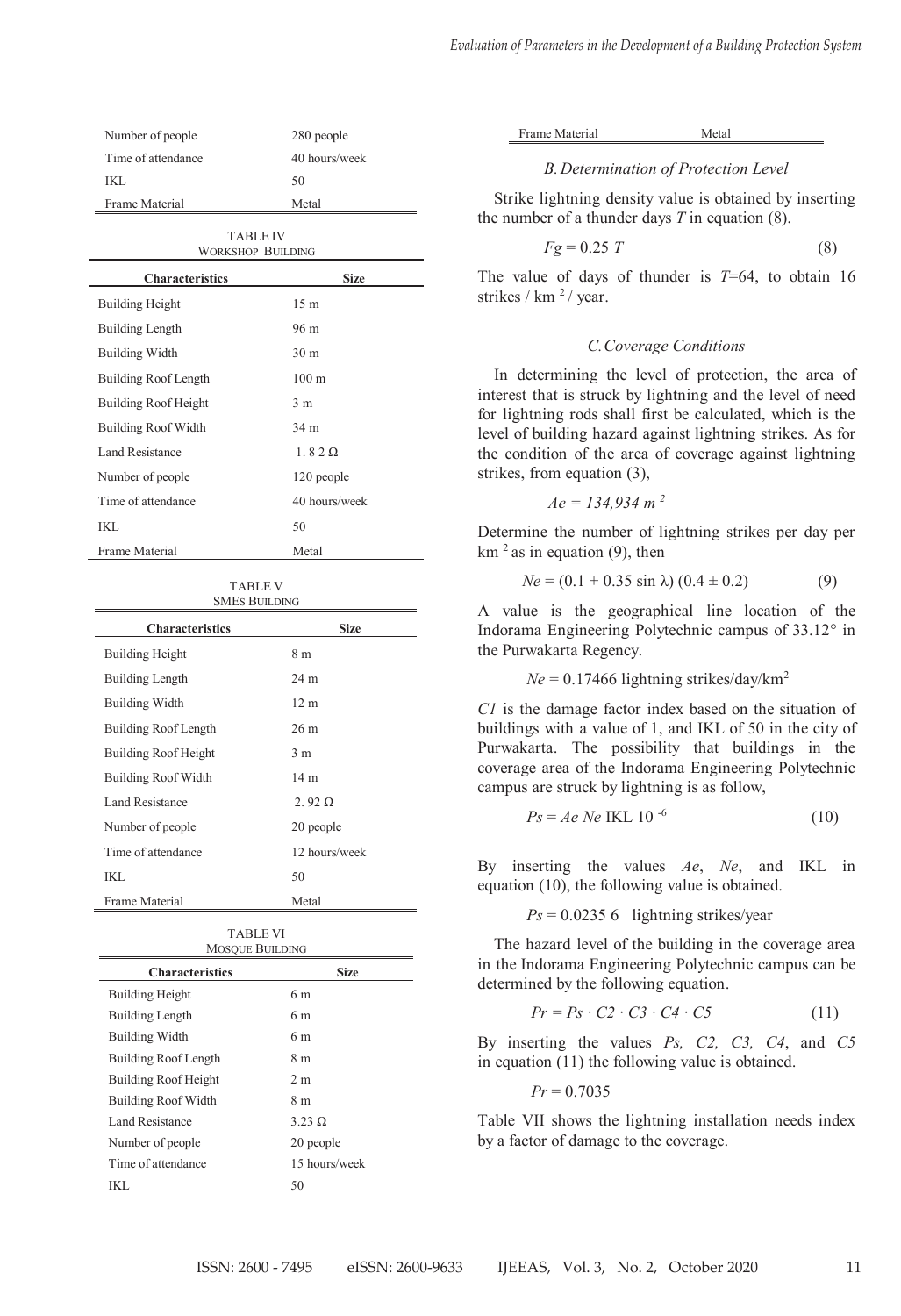| Number of people | 280 people |
|---|---|
| Time of attendance | 40 hours/week |
| IKL | 50 |
| Frame Material | Metal |

TABLE IV
WORKSHOP BUILDING

| Characteristics | Size |
|---|---|
| Building Height | 15 m |
| Building Length | 96 m |
| Building Width | 30 m |
| Building Roof Length | 100 m |
| Building Roof Height | 3 m |
| Building Roof Width | 34 m |
| Land Resistance | 1. 8 2 Ω |
| Number of people | 120 people |
| Time of attendance | 40 hours/week |
| IKL | 50 |
| Frame Material | Metal |

TABLE V
SMES BUILDING

| Characteristics | Size |
|---|---|
| Building Height | 8 m |
| Building Length | 24 m |
| Building Width | 12 m |
| Building Roof Length | 26 m |
| Building Roof Height | 3 m |
| Building Roof Width | 14 m |
| Land Resistance | 2. 92 Ω |
| Number of people | 20 people |
| Time of attendance | 12 hours/week |
| IKL | 50 |
| Frame Material | Metal |

TABLE VI
MOSQUE BUILDING

| Characteristics | Size |
|---|---|
| Building Height | 6 m |
| Building Length | 6 m |
| Building Width | 6 m |
| Building Roof Length | 8 m |
| Building Roof Height | 2 m |
| Building Roof Width | 8 m |
| Land Resistance | 3.23 Ω |
| Number of people | 20 people |
| Time of attendance | 15 hours/week |
| IKL | 50 |
| Frame Material | Metal |

### B. Determination of Protection Level

Strike lightning density value is obtained by inserting the number of a thunder days $T$ in equation (8).

$$Fg = 0.25\ T \tag{8}$$

The value of days of thunder is $T$=64, to obtain 16 strikes / km $^2$ / year.

### C. Coverage Conditions

In determining the level of protection, the area of interest that is struck by lightning and the level of need for lightning rods shall first be calculated, which is the level of building hazard against lightning strikes. As for the condition of the area of coverage against lightning strikes, from equation (3),

$$Ae = 134{,}934\ m^2$$

Determine the number of lightning strikes per day per km $^2$ as in equation (9), then

$$Ne = (0.1 + 0.35 \sin \lambda)\ (0.4 \pm 0.2) \tag{9}$$

A value is the geographical line location of the Indorama Engineering Polytechnic campus of 33.12° in the Purwakarta Regency.

$$Ne = 0.17466 \text{ lightning strikes/day/km}^2$$

$C1$ is the damage factor index based on the situation of buildings with a value of 1, and IKL of 50 in the city of Purwakarta. The possibility that buildings in the coverage area of the Indorama Engineering Polytechnic campus are struck by lightning is as follow,

$$Ps = Ae\ Ne\ \text{IKL}\ 10^{-6} \tag{10}$$

By inserting the values $Ae$, $Ne$, and IKL in equation (10), the following value is obtained.

$$Ps = 0.0235\,6 \quad \text{lightning strikes/year}$$

The hazard level of the building in the coverage area in the Indorama Engineering Polytechnic campus can be determined by the following equation.

$$Pr = Ps \cdot C2 \cdot C3 \cdot C4 \cdot C5 \tag{11}$$

By inserting the values $Ps$, $C2$, $C3$, $C4$, and $C5$ in equation (11) the following value is obtained.

$$Pr = 0.7035$$

Table VII shows the lightning installation needs index by a factor of damage to the coverage.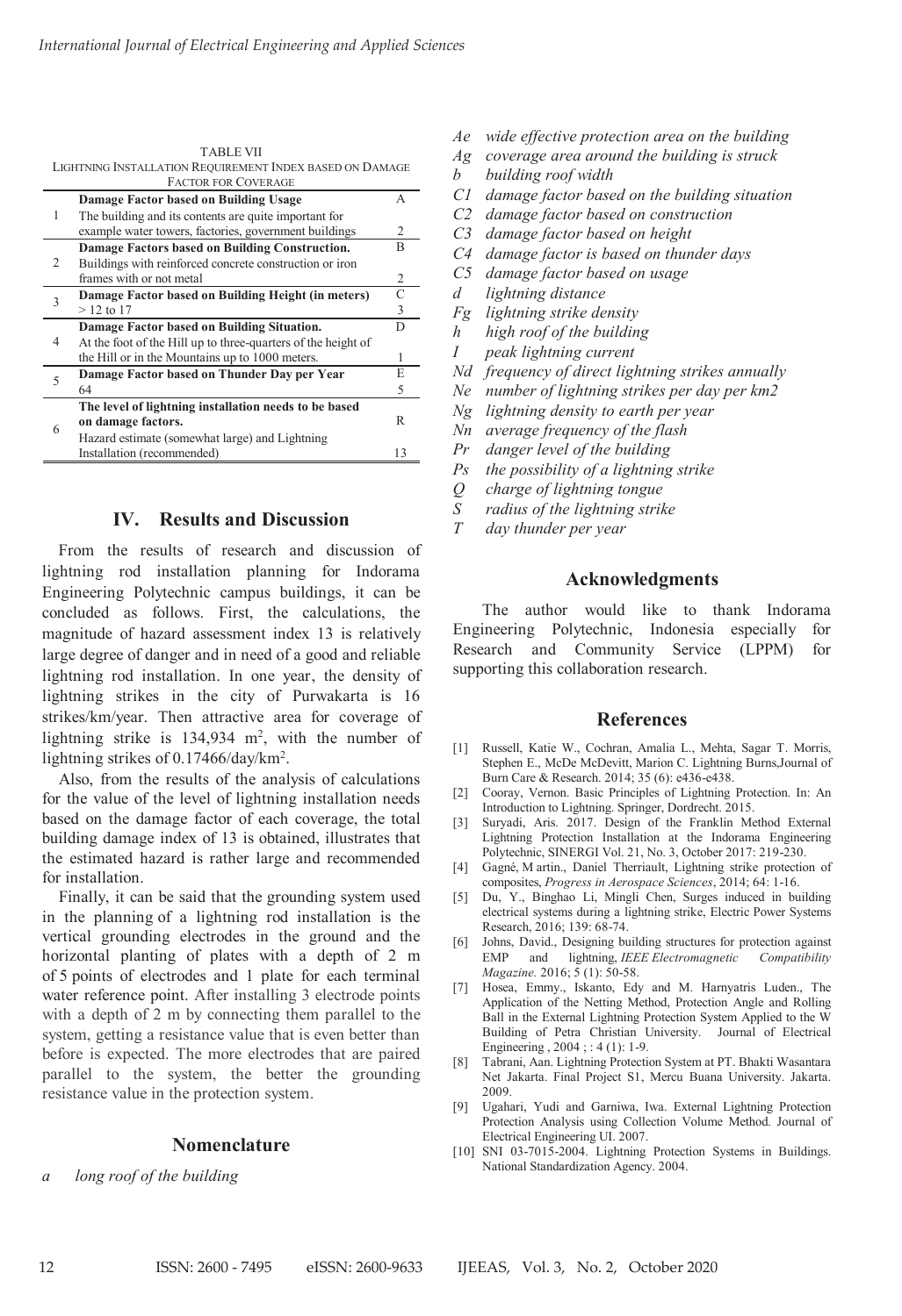TABLE VII
LIGHTNING INSTALLATION REQUIREMENT INDEX BASED ON DAMAGE FACTOR FOR COVERAGE

| | | |
|---|---|---|
| 1 | **Damage Factor based on Building Usage** | A |
| | The building and its contents are quite important for example water towers, factories, government buildings | 2 |
| 2 | **Damage Factors based on Building Construction.** | B |
| | Buildings with reinforced concrete construction or iron frames with or not metal | 2 |
| 3 | **Damage Factor based on Building Height (in meters)** | C |
| | > 12 to 17 | 3 |
| 4 | **Damage Factor based on Building Situation.** | D |
| | At the foot of the Hill up to three-quarters of the height of the Hill or in the Mountains up to 1000 meters. | 1 |
| 5 | **Damage Factor based on Thunder Day per Year** | E |
| | 64 | 5 |
| 6 | **The level of lightning installation needs to be based on damage factors.** | R |
| | Hazard estimate (somewhat large) and Lightning Installation (recommended) | 13 |

## IV. Results and Discussion

From the results of research and discussion of lightning rod installation planning for Indorama Engineering Polytechnic campus buildings, it can be concluded as follows. First, the calculations, the magnitude of hazard assessment index 13 is relatively large degree of danger and in need of a good and reliable lightning rod installation. In one year, the density of lightning strikes in the city of Purwakarta is 16 strikes/km/year. Then attractive area for coverage of lightning strike is 134,934 $m^2$, with the number of lightning strikes of 0.17466/day/$km^2$.

Also, from the results of the analysis of calculations for the value of the level of lightning installation needs based on the damage factor of each coverage, the total building damage index of 13 is obtained, illustrates that the estimated hazard is rather large and recommended for installation.

Finally, it can be said that the grounding system used in the planning of a lightning rod installation is the vertical grounding electrodes in the ground and the horizontal planting of plates with a depth of 2 m of 5 points of electrodes and 1 plate for each terminal water reference point. After installing 3 electrode points with a depth of 2 m by connecting them parallel to the system, getting a resistance value that is even better than before is expected. The more electrodes that are paired parallel to the system, the better the grounding resistance value in the protection system.

## Nomenclature

- *a* &nbsp; *long roof of the building*
- *Ae* &nbsp; *wide effective protection area on the building*
- *Ag* &nbsp; *coverage area around the building is struck*
- *b* &nbsp; *building roof width*
- *C1* &nbsp; *damage factor based on the building situation*
- *C2* &nbsp; *damage factor based on construction*
- *C3* &nbsp; *damage factor based on height*
- *C4* &nbsp; *damage factor is based on thunder days*
- *C5* &nbsp; *damage factor based on usage*
- *d* &nbsp; *lightning distance*
- *Fg* &nbsp; *lightning strike density*
- *h* &nbsp; *high roof of the building*
- *I* &nbsp; *peak lightning current*
- *Nd* &nbsp; *frequency of direct lightning strikes annually*
- *Ne* &nbsp; *number of lightning strikes per day per km2*
- *Ng* &nbsp; *lightning density to earth per year*
- *Nn* &nbsp; *average frequency of the flash*
- *Pr* &nbsp; *danger level of the building*
- *Ps* &nbsp; *the possibility of a lightning strike*
- *Q* &nbsp; *charge of lightning tongue*
- *S* &nbsp; *radius of the lightning strike*
- *T* &nbsp; *day thunder per year*

## Acknowledgments

The author would like to thank Indorama Engineering Polytechnic, Indonesia especially for Research and Community Service (LPPM) for supporting this collaboration research.

## References

[1] Russell, Katie W., Cochran, Amalia L., Mehta, Sagar T. Morris, Stephen E., McDe McDevitt, Marion C. Lightning Burns,Journal of Burn Care & Research. 2014; 35 (6): e436-e438.

[2] Cooray, Vernon. Basic Principles of Lightning Protection. In: An Introduction to Lightning. Springer, Dordrecht. 2015.

[3] Suryadi, Aris. 2017. Design of the Franklin Method External Lightning Protection Installation at the Indorama Engineering Polytechnic, SINERGI Vol. 21, No. 3, October 2017: 219-230.

[4] Gagné, M artin., Daniel Therriault, Lightning strike protection of composites, *Progress in Aerospace Sciences*, 2014; 64: 1-16.

[5] Du, Y., Binghao Li, Mingli Chen, Surges induced in building electrical systems during a lightning strike, Electric Power Systems Research, 2016; 139: 68-74.

[6] Johns, David., Designing building structures for protection against EMP and lightning, *IEEE Electromagnetic Compatibility Magazine.* 2016; 5 (1): 50-58.

[7] Hosea, Emmy., Iskanto, Edy and M. Harnyatris Luden., The Application of the Netting Method, Protection Angle and Rolling Ball in the External Lightning Protection System Applied to the W Building of Petra Christian University. Journal of Electrical Engineering , 2004 ; : 4 (1): 1-9.

[8] Tabrani, Aan. Lightning Protection System at PT. Bhakti Wasantara Net Jakarta. Final Project S1, Mercu Buana University. Jakarta. 2009.

[9] Ugahari, Yudi and Garniwa, Iwa. External Lightning Protection Protection Analysis using Collection Volume Method. Journal of Electrical Engineering UI. 2007.

[10] SNI 03-7015-2004. Lightning Protection Systems in Buildings. National Standardization Agency. 2004.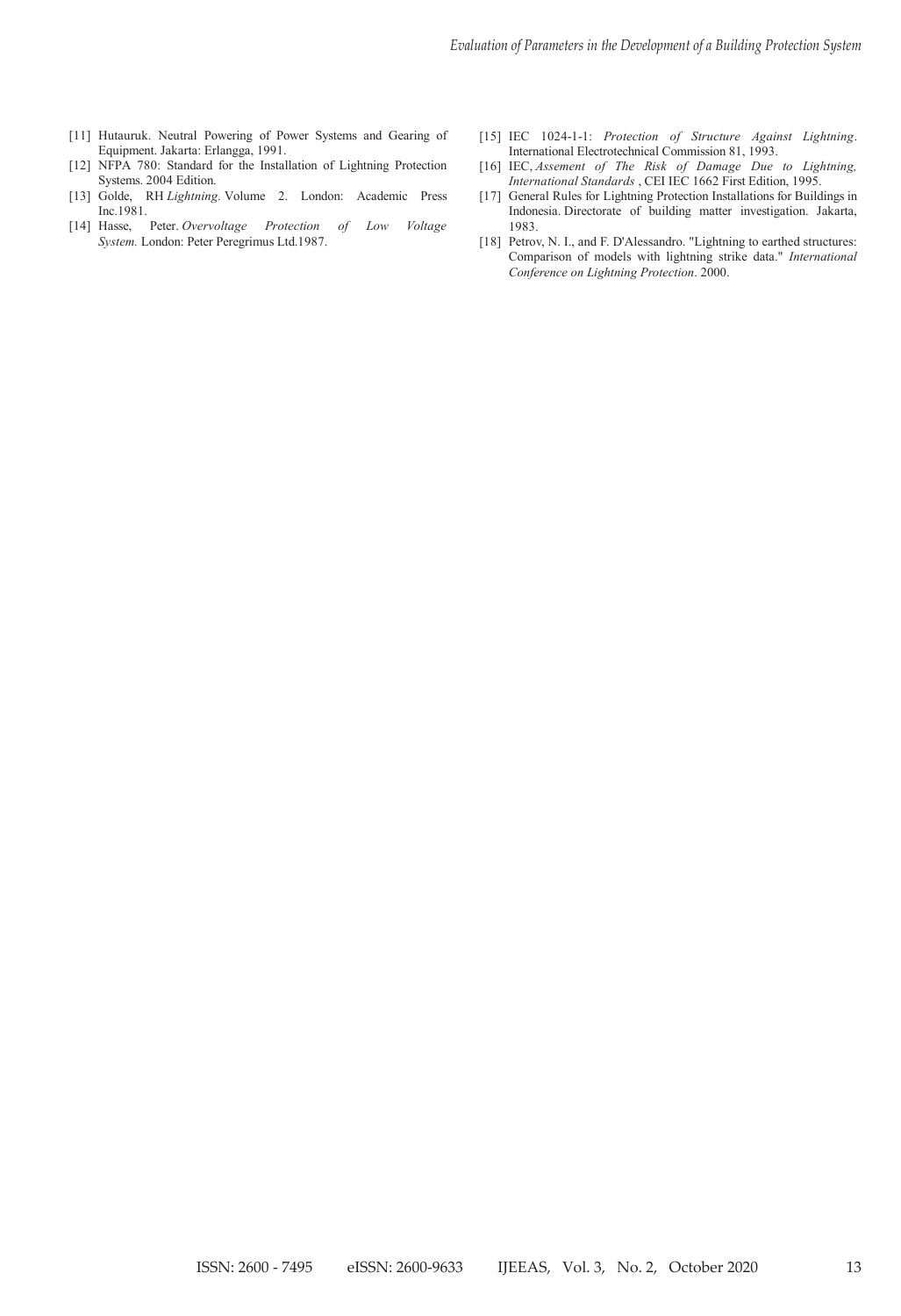[11] Hutauruk. Neutral Powering of Power Systems and Gearing of Equipment. Jakarta: Erlangga, 1991.

[12] NFPA 780: Standard for the Installation of Lightning Protection Systems. 2004 Edition.

[13] Golde, RH *Lightning*. Volume 2. London: Academic Press Inc.1981.

[14] Hasse, Peter. *Overvoltage Protection of Low Voltage System.* London: Peter Peregrimus Ltd.1987.

[15] IEC 1024-1-1: *Protection of Structure Against Lightning*. International Electrotechnical Commission 81, 1993.

[16] IEC, *Assement of The Risk of Damage Due to Lightning, International Standards* , CEI IEC 1662 First Edition, 1995.

[17] General Rules for Lightning Protection Installations for Buildings in Indonesia. Directorate of building matter investigation. Jakarta, 1983.

[18] Petrov, N. I., and F. D'Alessandro. "Lightning to earthed structures: Comparison of models with lightning strike data." *International Conference on Lightning Protection*. 2000.